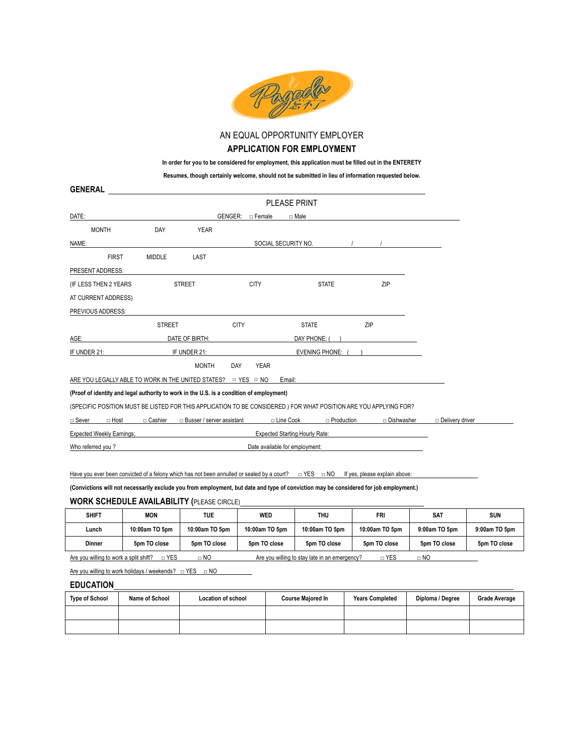AN EQUAL OPPORTUNITY EMPLOYER

**APPLICATION FOR EMPLOYMENT**

**In order for you to be considered for employment, this application must be filled out in the ENTERETY**

**Resumes, though certainly welcome, should not be submitted in lieu of information requested below.**

## GENERAL

PLEASE PRINT

DATE: ________________________ GENGER: □ Female □ Male

MONTH DAY YEAR

NAME: ________________________ SOCIAL SECURITY NO. / /

FIRST MIDDLE LAST

PRESENT ADDRESS: ________________________

(IF LESS THEN 2 YEARS STREET CITY STATE ZIP

AT CURRENT ADDRESS)

PREVIOUS ADDRESS: ________________________

STREET CITY STATE ZIP

AGE: ________ DATE OF BIRTH: ________ DAY PHONE: ( )

IF UNDER 21: ________ IF UNDER 21: ________ EVENING PHONE: ( )

MONTH DAY YEAR

ARE YOU LEGALLY ABLE TO WORK IN THE UNITED STATES? □ YES □ NO Email:

**(Proof of identity and legal authority to work in the U.S. is a condition of employment)**

(SPECIFIC POSITION MUST BE LISTED FOR THIS APPLICATION TO BE CONSIDERED.) FOR WHAT POSITION ARE YOU APPLYING FOR?

□ Sever □ Host □ Cashier □ Busser / server assistant □ Line Cook □ Production □ Dishwasher □ Delivery driver

Expected Weekly Earnings; ________ Expected Starting Hourly Rate:

Who referred you ? ________ Date available for employment:

Have you ever been convicted of a felony which has not been annulled or sealed by a court? □ YES □ NO If yes, please explain above:

**(Convictions will not necessarily exclude you from employment, but date and type of conviction may be considered for job employment.)**

## WORK SCHEDULE AVAILABILITY (PLEASE CIRCLE)

| SHIFT | MON | TUE | WED | THU | FRI | SAT | SUN |
|---|---|---|---|---|---|---|---|
| Lunch | 10:00am TO 5pm | 10:00am TO 5pm | 10:00am TO 5pm | 10:00am TO 5pm | 10:00am TO 5pm | 9:00am TO 5pm | 9:00am TO 5pm |
| Dinner | 5pm TO close | 5pm TO close | 5pm TO close | 5pm TO close | 5pm TO close | 5pm TO close | 5pm TO close |

Are you willing to work a split shift? □ YES □ NO Are you willing to stay late in an emergency? □ YES □ NO

Are you willing to work holidays / weekends? □ YES □ NO

## EDUCATION

| Type of School | Name of School | Location of school | Course Majored In | Years Completed | Diploma / Degree | Grade Average |
|---|---|---|---|---|---|---|
| | | | | | | |
| | | | | | | |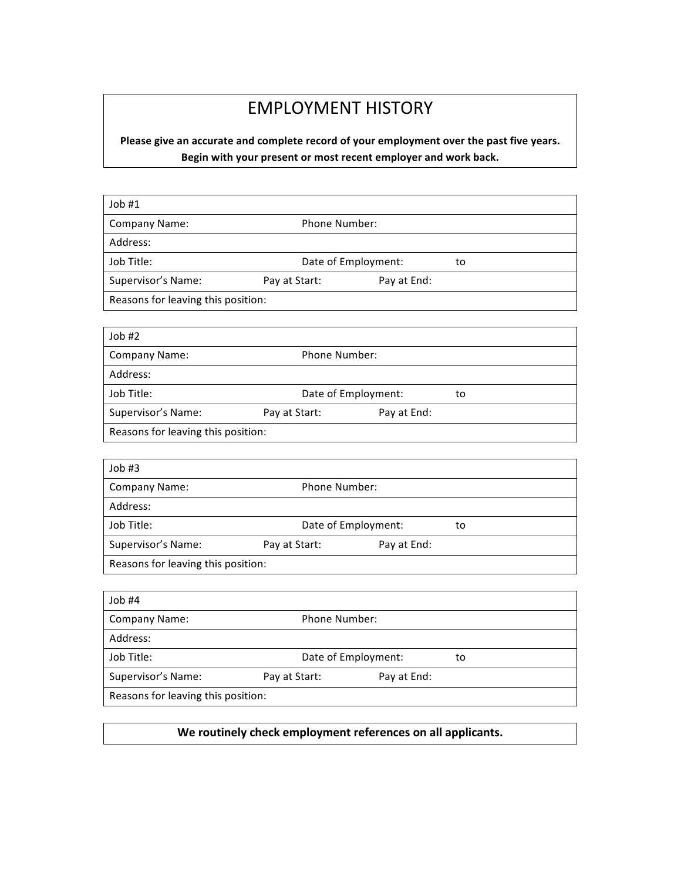# EMPLOYMENT HISTORY

**Please give an accurate and complete record of your employment over the past five years. Begin with your present or most recent employer and work back.**

| Job #1 | | | |
|---|---|---|---|
| Company Name: | | Phone Number: | |
| Address: | | | |
| Job Title: | | Date of Employment: | to |
| Supervisor's Name: | Pay at Start: | Pay at End: | |
| Reasons for leaving this position: | | | |

| Job #2 | | | |
|---|---|---|---|
| Company Name: | | Phone Number: | |
| Address: | | | |
| Job Title: | | Date of Employment: | to |
| Supervisor's Name: | Pay at Start: | Pay at End: | |
| Reasons for leaving this position: | | | |

| Job #3 | | | |
|---|---|---|---|
| Company Name: | | Phone Number: | |
| Address: | | | |
| Job Title: | | Date of Employment: | to |
| Supervisor's Name: | Pay at Start: | Pay at End: | |
| Reasons for leaving this position: | | | |

| Job #4 | | | |
|---|---|---|---|
| Company Name: | | Phone Number: | |
| Address: | | | |
| Job Title: | | Date of Employment: | to |
| Supervisor's Name: | Pay at Start: | Pay at End: | |
| Reasons for leaving this position: | | | |

**We routinely check employment references on all applicants.**